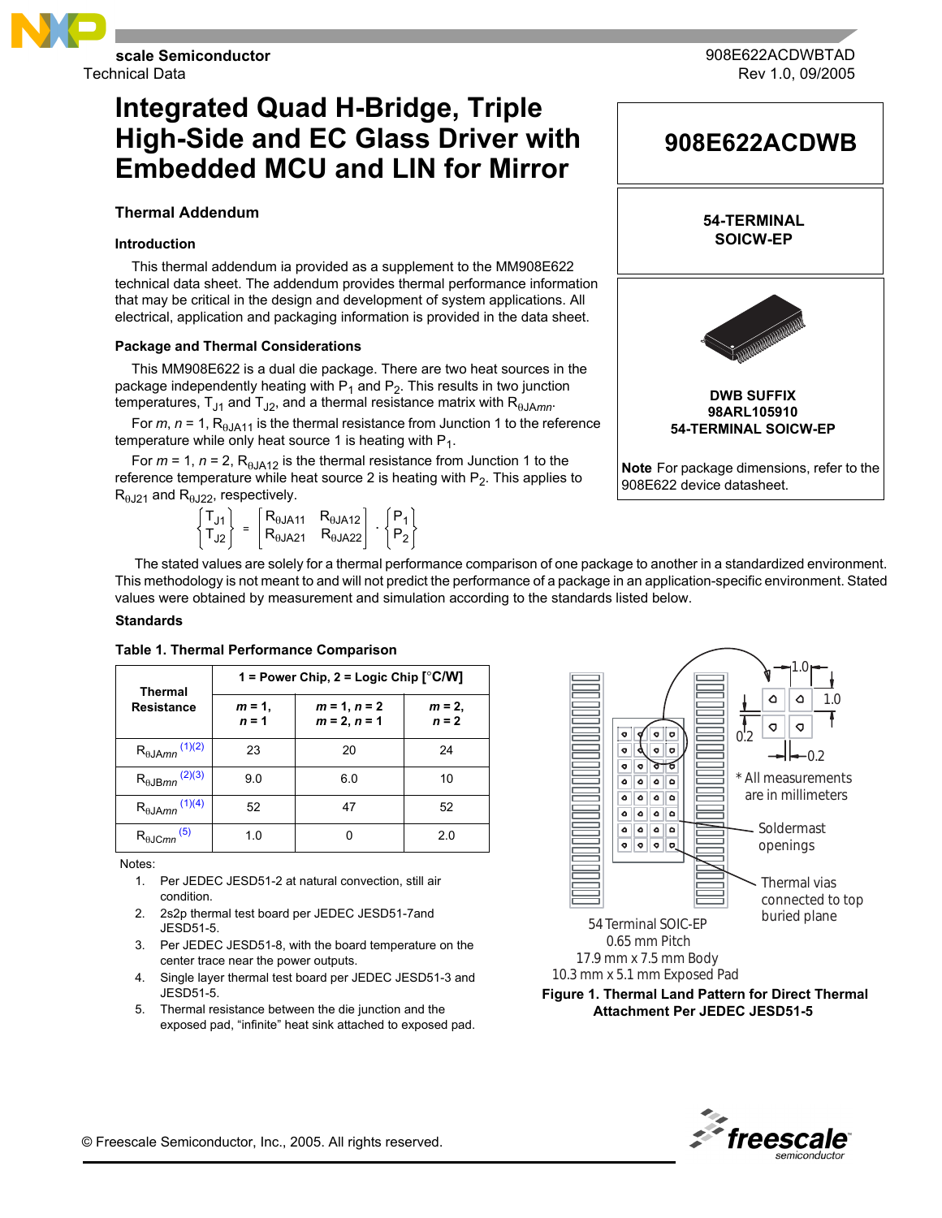scale Semiconductor
Technical Data

908E622ACDWBTAD
Rev 1.0, 09/2005

# Integrated Quad H-Bridge, Triple High-Side and EC Glass Driver with Embedded MCU and LIN for Mirror

**908E622ACDWB**

**54-TERMINAL SOICW-EP**

**DWB SUFFIX**
**98ARL105910**
**54-TERMINAL SOICW-EP**

**Note** For package dimensions, refer to the 908E622 device datasheet.

## Thermal Addendum

### Introduction

This thermal addendum ia provided as a supplement to the MM908E622 technical data sheet. The addendum provides thermal performance information that may be critical in the design and development of system applications. All electrical, application and packaging information is provided in the data sheet.

### Package and Thermal Considerations

This MM908E622 is a dual die package. There are two heat sources in the package independently heating with $P_1$ and $P_2$. This results in two junction temperatures, $T_{J1}$ and $T_{J2}$, and a thermal resistance matrix with $R_{\theta JAmn}$.

For *m*, *n* = 1, $R_{\theta JA11}$ is the thermal resistance from Junction 1 to the reference temperature while only heat source 1 is heating with $P_1$.

For *m* = 1, *n* = 2, $R_{\theta JA12}$ is the thermal resistance from Junction 1 to the reference temperature while heat source 2 is heating with $P_2$. This applies to $R_{\theta J21}$ and $R_{\theta J22}$, respectively.

$$\begin{Bmatrix} T_{J1} \\ T_{J2} \end{Bmatrix} = \begin{bmatrix} R_{\theta JA11} & R_{\theta JA12} \\ R_{\theta JA21} & R_{\theta JA22} \end{bmatrix} \cdot \begin{Bmatrix} P_1 \\ P_2 \end{Bmatrix}$$

The stated values are solely for a thermal performance comparison of one package to another in a standardized environment. This methodology is not meant to and will not predict the performance of a package in an application-specific environment. Stated values were obtained by measurement and simulation according to the standards listed below.

### Standards

**Table 1. Thermal Performance Comparison**

| Thermal Resistance | 1 = Power Chip, 2 = Logic Chip [°C/W] | | |
|---|---|---|---|
| | *m* = 1, *n* = 1 | *m* = 1, *n* = 2 *m* = 2, *n* = 1 | *m* = 2, *n* = 2 |
| $R_{\theta JAmn}$ (1)(2) | 23 | 20 | 24 |
| $R_{\theta JBmn}$ (2)(3) | 9.0 | 6.0 | 10 |
| $R_{\theta JAmn}$ (1)(4) | 52 | 47 | 52 |
| $R_{\theta JCmn}$ (5) | 1.0 | 0 | 2.0 |

Notes:

1. Per JEDEC JESD51-2 at natural convection, still air condition.
2. 2s2p thermal test board per JEDEC JESD51-7and JESD51-5.
3. Per JEDEC JESD51-8, with the board temperature on the center trace near the power outputs.
4. Single layer thermal test board per JEDEC JESD51-3 and JESD51-5.
5. Thermal resistance between the die junction and the exposed pad, "infinite" heat sink attached to exposed pad.

1.0
1.0
0.2
0.2
* All measurements are in millimeters
Soldermast openings
Thermal vias connected to top buried plane

54 Terminal SOIC-EP
0.65 mm Pitch
17.9 mm x 7.5 mm Body
10.3 mm x 5.1 mm Exposed Pad

**Figure 1. Thermal Land Pattern for Direct Thermal Attachment Per JEDEC JESD51-5**

© Freescale Semiconductor, Inc., 2005. All rights reserved.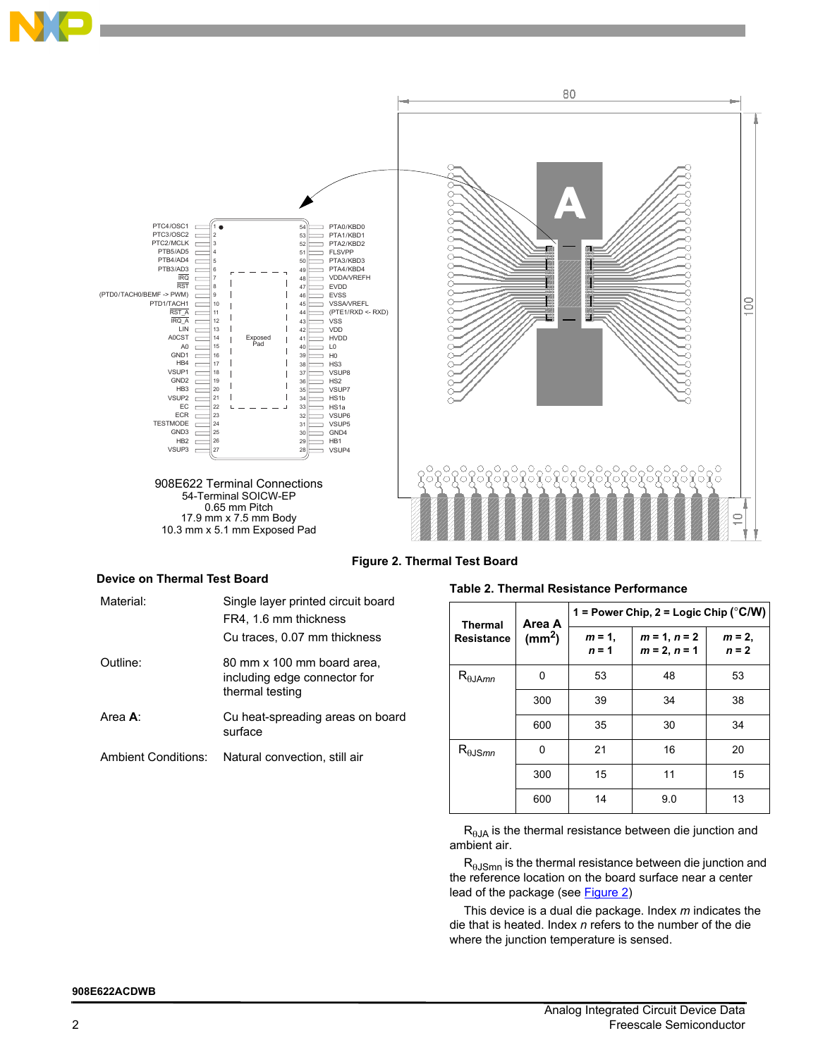908E622 Terminal Connections
54-Terminal SOICW-EP
0.65 mm Pitch
17.9 mm x 7.5 mm Body
10.3 mm x 5.1 mm Exposed Pad

Figure 2. Thermal Test Board

**Device on Thermal Test Board**

| | |
|---|---|
| Material: | Single layer printed circuit board<br>FR4, 1.6 mm thickness<br>Cu traces, 0.07 mm thickness |
| Outline: | 80 mm x 100 mm board area, including edge connector for thermal testing |
| Area **A**: | Cu heat-spreading areas on board surface |
| Ambient Conditions: | Natural convection, still air |

**Table 2. Thermal Resistance Performance**

| Thermal Resistance | Area A ($mm^2$) | 1 = Power Chip, 2 = Logic Chip (°C/W) | | |
|---|---|---|---|---|
| | | *m* = 1, *n* = 1 | *m* = 1, *n* = 2<br>*m* = 2, *n* = 1 | *m* = 2, *n* = 2 |
| $R_{\theta JAmn}$ | 0 | 53 | 48 | 53 |
| | 300 | 39 | 34 | 38 |
| | 600 | 35 | 30 | 34 |
| $R_{\theta JSmn}$ | 0 | 21 | 16 | 20 |
| | 300 | 15 | 11 | 15 |
| | 600 | 14 | 9.0 | 13 |

$R_{\theta JA}$ is the thermal resistance between die junction and ambient air.

$R_{\theta JSmn}$ is the thermal resistance between die junction and the reference location on the board surface near a center lead of the package (see Figure 2)

This device is a dual die package. Index *m* indicates the die that is heated. Index *n* refers to the number of the die where the junction temperature is sensed.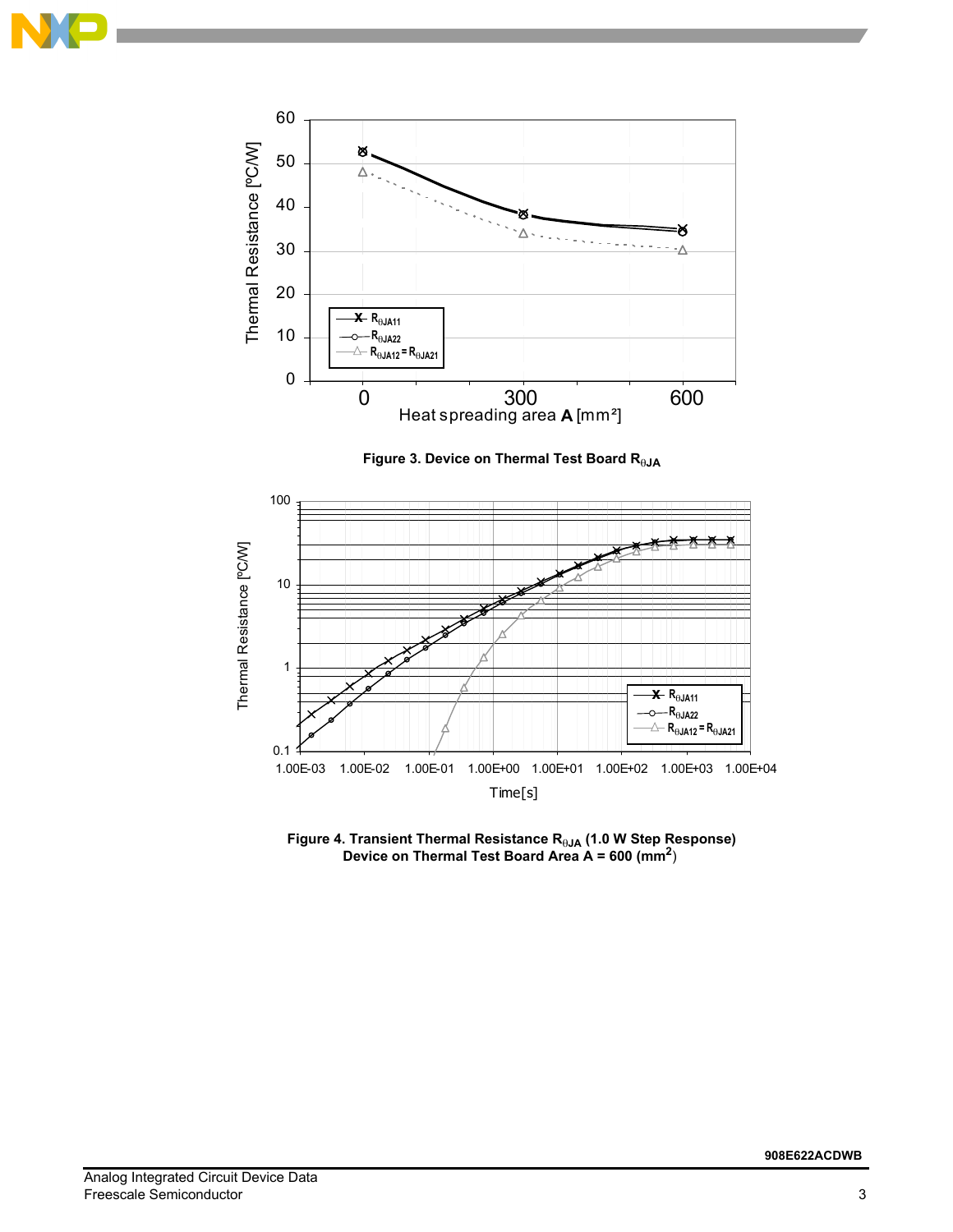**Figure 3. Device on Thermal Test Board $R_{\theta JA}$**

**Figure 4. Transient Thermal Resistance $R_{\theta JA}$ (1.0 W Step Response) Device on Thermal Test Board Area A = 600 ($mm^2$)**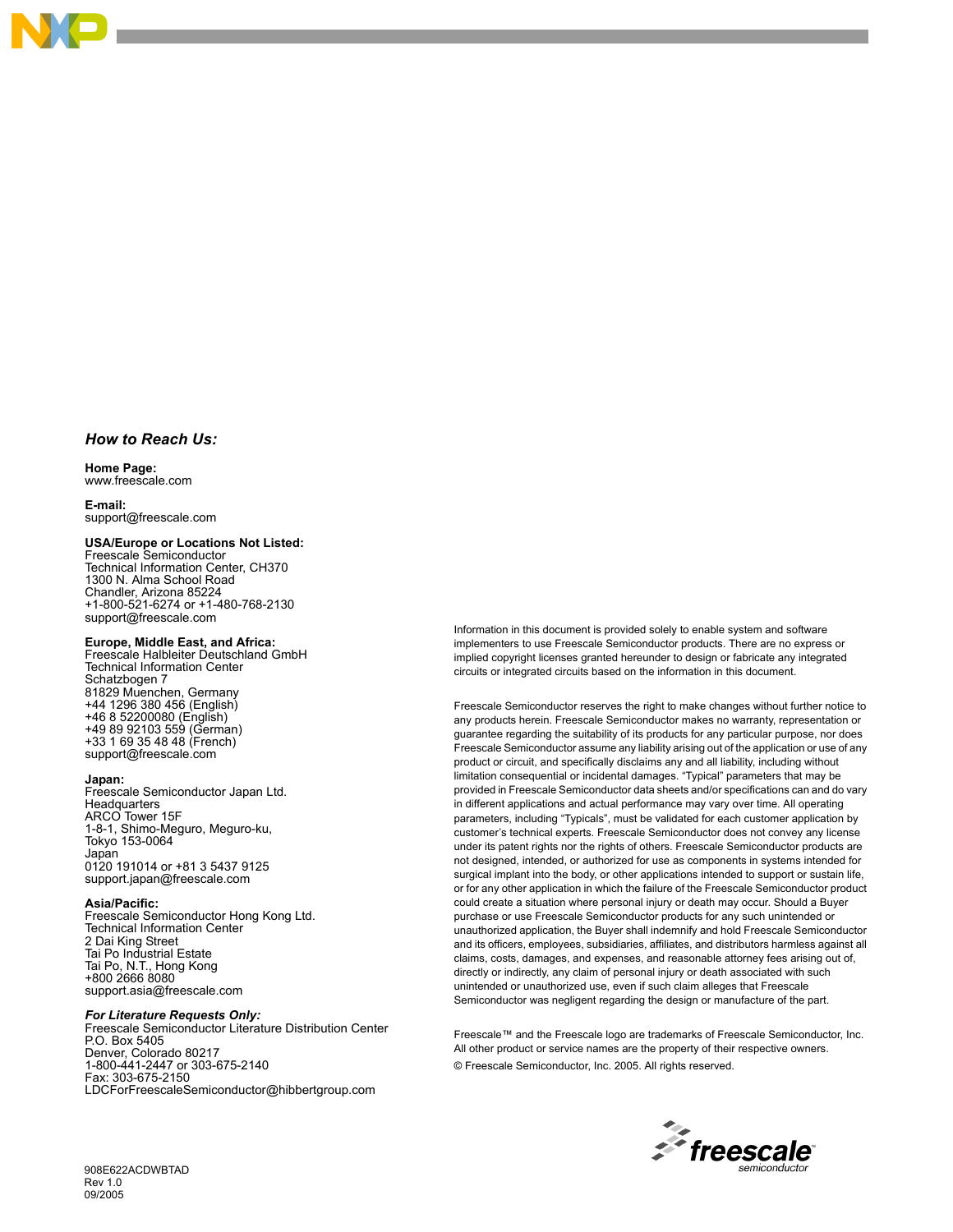## *How to Reach Us:*

**Home Page:**
www.freescale.com

**E-mail:**
support@freescale.com

**USA/Europe or Locations Not Listed:**
Freescale Semiconductor
Technical Information Center, CH370
1300 N. Alma School Road
Chandler, Arizona 85224
+1-800-521-6274 or +1-480-768-2130
support@freescale.com

**Europe, Middle East, and Africa:**
Freescale Halbleiter Deutschland GmbH
Technical Information Center
Schatzbogen 7
81829 Muenchen, Germany
+44 1296 380 456 (English)
+46 8 52200080 (English)
+49 89 92103 559 (German)
+33 1 69 35 48 48 (French)
support@freescale.com

**Japan:**
Freescale Semiconductor Japan Ltd.
Headquarters
ARCO Tower 15F
1-8-1, Shimo-Meguro, Meguro-ku,
Tokyo 153-0064
Japan
0120 191014 or +81 3 5437 9125
support.japan@freescale.com

**Asia/Pacific:**
Freescale Semiconductor Hong Kong Ltd.
Technical Information Center
2 Dai King Street
Tai Po Industrial Estate
Tai Po, N.T., Hong Kong
+800 2666 8080
support.asia@freescale.com

***For Literature Requests Only:***
Freescale Semiconductor Literature Distribution Center
P.O. Box 5405
Denver, Colorado 80217
1-800-441-2447 or 303-675-2140
Fax: 303-675-2150
LDCForFreescaleSemiconductor@hibbertgroup.com

Information in this document is provided solely to enable system and software implementers to use Freescale Semiconductor products. There are no express or implied copyright licenses granted hereunder to design or fabricate any integrated circuits or integrated circuits based on the information in this document.

Freescale Semiconductor reserves the right to make changes without further notice to any products herein. Freescale Semiconductor makes no warranty, representation or guarantee regarding the suitability of its products for any particular purpose, nor does Freescale Semiconductor assume any liability arising out of the application or use of any product or circuit, and specifically disclaims any and all liability, including without limitation consequential or incidental damages. "Typical" parameters that may be provided in Freescale Semiconductor data sheets and/or specifications can and do vary in different applications and actual performance may vary over time. All operating parameters, including "Typicals", must be validated for each customer application by customer's technical experts. Freescale Semiconductor does not convey any license under its patent rights nor the rights of others. Freescale Semiconductor products are not designed, intended, or authorized for use as components in systems intended for surgical implant into the body, or other applications intended to support or sustain life, or for any other application in which the failure of the Freescale Semiconductor product could create a situation where personal injury or death may occur. Should a Buyer purchase or use Freescale Semiconductor products for any such unintended or unauthorized application, the Buyer shall indemnify and hold Freescale Semiconductor and its officers, employees, subsidiaries, affiliates, and distributors harmless against all claims, costs, damages, and expenses, and reasonable attorney fees arising out of, directly or indirectly, any claim of personal injury or death associated with such unintended or unauthorized use, even if such claim alleges that Freescale Semiconductor was negligent regarding the design or manufacture of the part.

Freescale™ and the Freescale logo are trademarks of Freescale Semiconductor, Inc. All other product or service names are the property of their respective owners.
© Freescale Semiconductor, Inc. 2005. All rights reserved.

908E622ACDWBTAD
Rev 1.0
09/2005